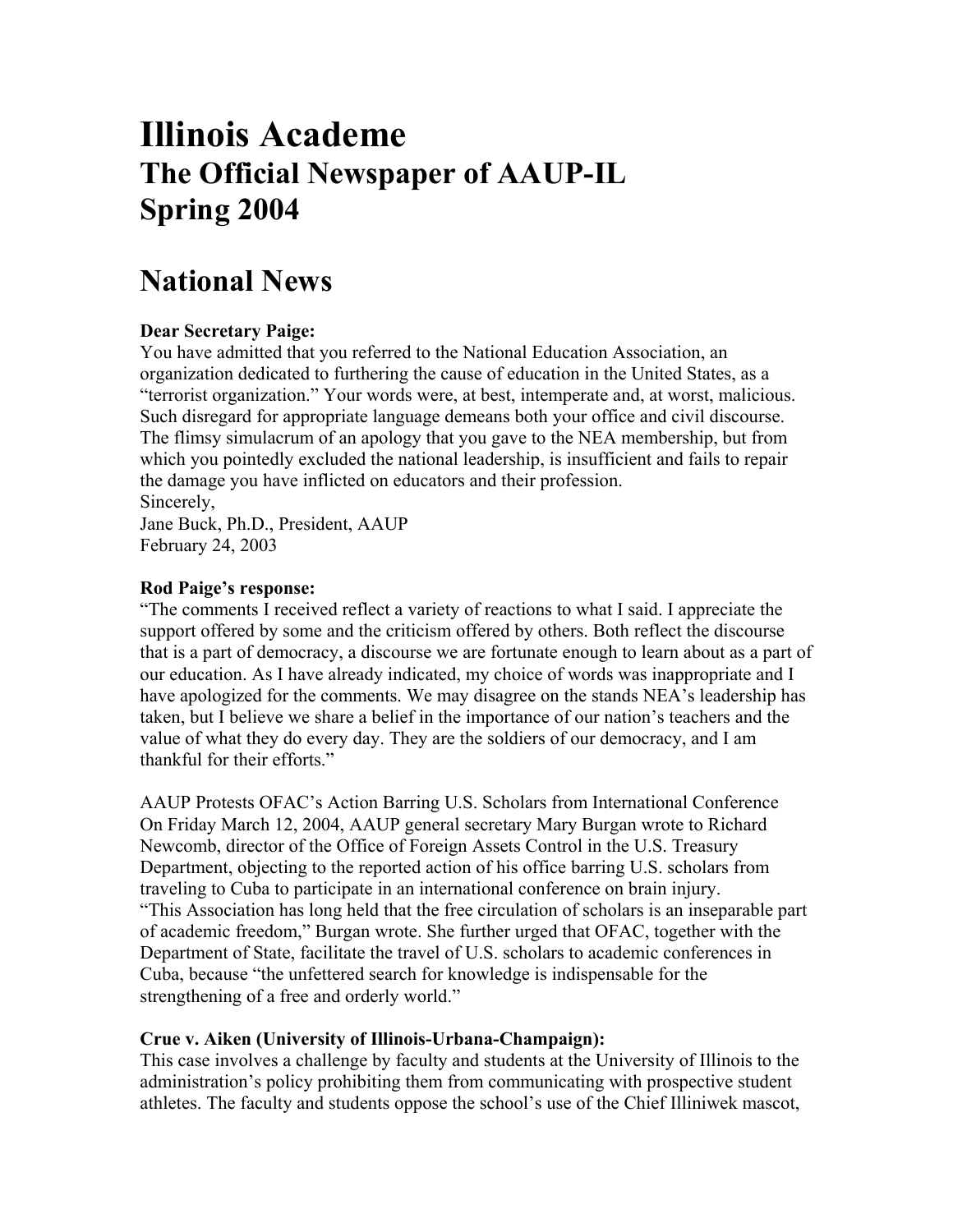# Illinois Academe

## The Official Newspaper of AAUP-IL

## Spring 2004

# National News

**Dear Secretary Paige:**

You have admitted that you referred to the National Education Association, an organization dedicated to furthering the cause of education in the United States, as a "terrorist organization." Your words were, at best, intemperate and, at worst, malicious. Such disregard for appropriate language demeans both your office and civil discourse. The flimsy simulacrum of an apology that you gave to the NEA membership, but from which you pointedly excluded the national leadership, is insufficient and fails to repair the damage you have inflicted on educators and their profession.

Sincerely,

Jane Buck, Ph.D., President, AAUP

February 24, 2003

**Rod Paige's response:**

"The comments I received reflect a variety of reactions to what I said. I appreciate the support offered by some and the criticism offered by others. Both reflect the discourse that is a part of democracy, a discourse we are fortunate enough to learn about as a part of our education. As I have already indicated, my choice of words was inappropriate and I have apologized for the comments. We may disagree on the stands NEA's leadership has taken, but I believe we share a belief in the importance of our nation's teachers and the value of what they do every day. They are the soldiers of our democracy, and I am thankful for their efforts."

AAUP Protests OFAC's Action Barring U.S. Scholars from International Conference

On Friday March 12, 2004, AAUP general secretary Mary Burgan wrote to Richard Newcomb, director of the Office of Foreign Assets Control in the U.S. Treasury Department, objecting to the reported action of his office barring U.S. scholars from traveling to Cuba to participate in an international conference on brain injury. "This Association has long held that the free circulation of scholars is an inseparable part of academic freedom," Burgan wrote. She further urged that OFAC, together with the Department of State, facilitate the travel of U.S. scholars to academic conferences in Cuba, because "the unfettered search for knowledge is indispensable for the strengthening of a free and orderly world."

**Crue v. Aiken (University of Illinois-Urbana-Champaign):**

This case involves a challenge by faculty and students at the University of Illinois to the administration's policy prohibiting them from communicating with prospective student athletes. The faculty and students oppose the school's use of the Chief Illiniwek mascot,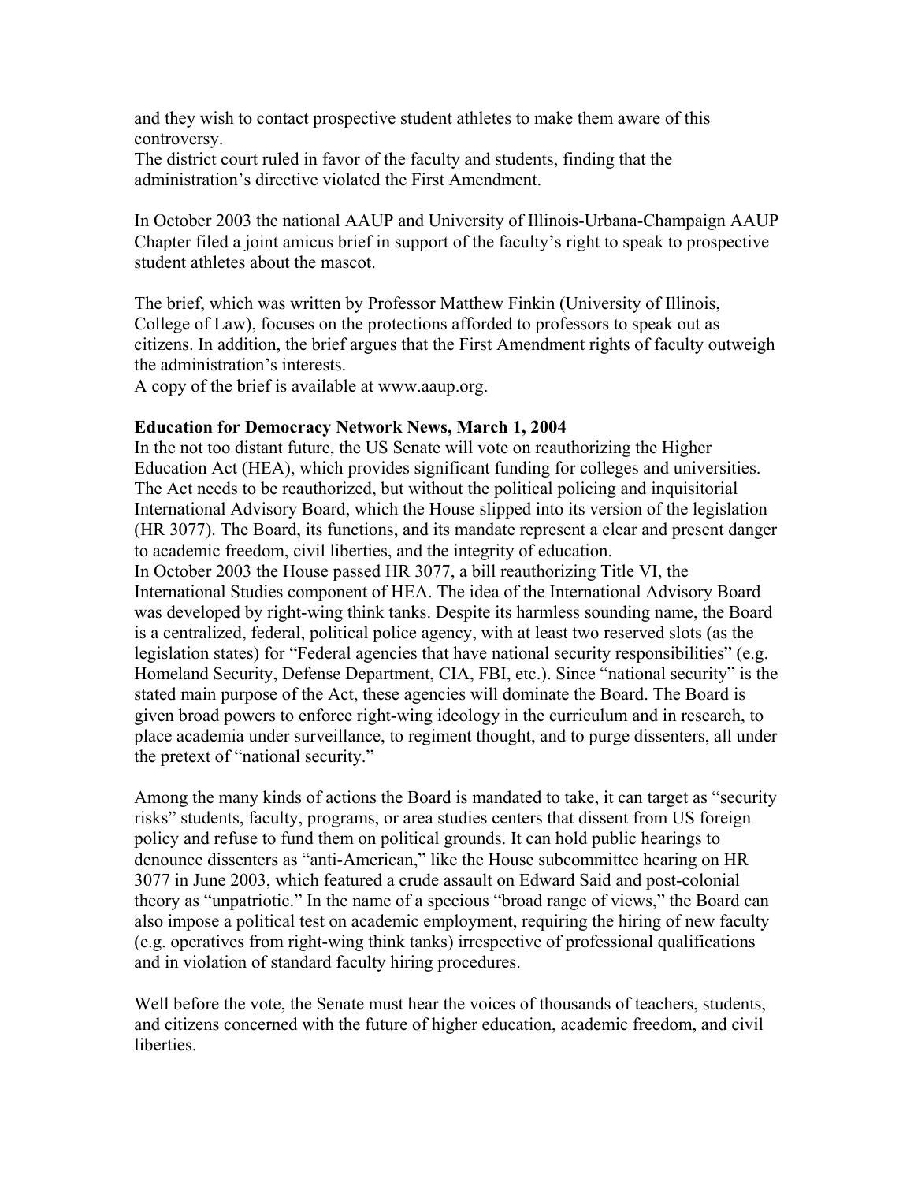and they wish to contact prospective student athletes to make them aware of this controversy.
The district court ruled in favor of the faculty and students, finding that the administration's directive violated the First Amendment.

In October 2003 the national AAUP and University of Illinois-Urbana-Champaign AAUP Chapter filed a joint amicus brief in support of the faculty's right to speak to prospective student athletes about the mascot.

The brief, which was written by Professor Matthew Finkin (University of Illinois, College of Law), focuses on the protections afforded to professors to speak out as citizens. In addition, the brief argues that the First Amendment rights of faculty outweigh the administration's interests.
A copy of the brief is available at www.aaup.org.

**Education for Democracy Network News, March 1, 2004**
In the not too distant future, the US Senate will vote on reauthorizing the Higher Education Act (HEA), which provides significant funding for colleges and universities. The Act needs to be reauthorized, but without the political policing and inquisitorial International Advisory Board, which the House slipped into its version of the legislation (HR 3077). The Board, its functions, and its mandate represent a clear and present danger to academic freedom, civil liberties, and the integrity of education.
In October 2003 the House passed HR 3077, a bill reauthorizing Title VI, the International Studies component of HEA. The idea of the International Advisory Board was developed by right-wing think tanks. Despite its harmless sounding name, the Board is a centralized, federal, political police agency, with at least two reserved slots (as the legislation states) for "Federal agencies that have national security responsibilities" (e.g. Homeland Security, Defense Department, CIA, FBI, etc.). Since "national security" is the stated main purpose of the Act, these agencies will dominate the Board. The Board is given broad powers to enforce right-wing ideology in the curriculum and in research, to place academia under surveillance, to regiment thought, and to purge dissenters, all under the pretext of "national security."

Among the many kinds of actions the Board is mandated to take, it can target as "security risks" students, faculty, programs, or area studies centers that dissent from US foreign policy and refuse to fund them on political grounds. It can hold public hearings to denounce dissenters as "anti-American," like the House subcommittee hearing on HR 3077 in June 2003, which featured a crude assault on Edward Said and post-colonial theory as "unpatriotic." In the name of a specious "broad range of views," the Board can also impose a political test on academic employment, requiring the hiring of new faculty (e.g. operatives from right-wing think tanks) irrespective of professional qualifications and in violation of standard faculty hiring procedures.

Well before the vote, the Senate must hear the voices of thousands of teachers, students, and citizens concerned with the future of higher education, academic freedom, and civil liberties.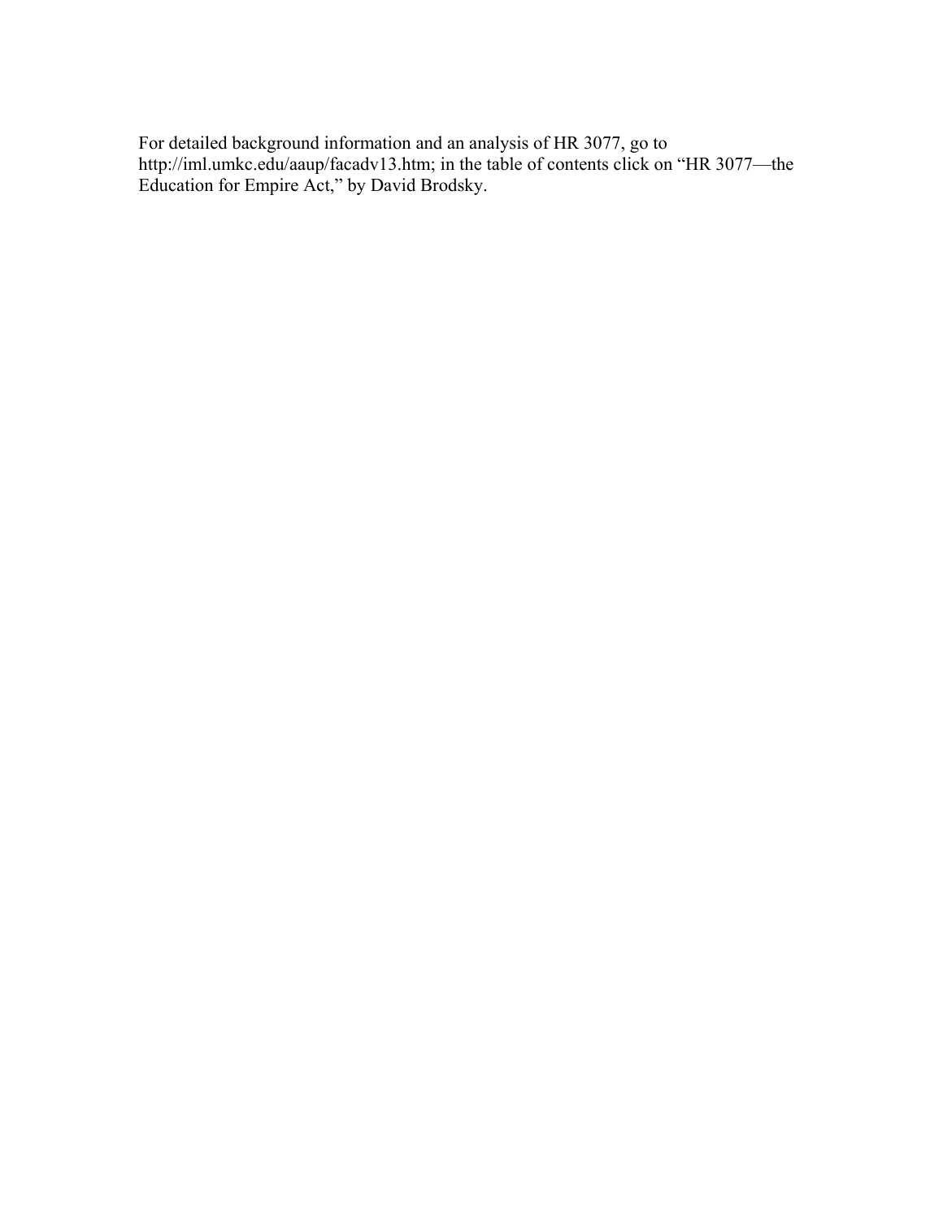For detailed background information and an analysis of HR 3077, go to http://iml.umkc.edu/aaup/facadv13.htm; in the table of contents click on "HR 3077—the Education for Empire Act," by David Brodsky.